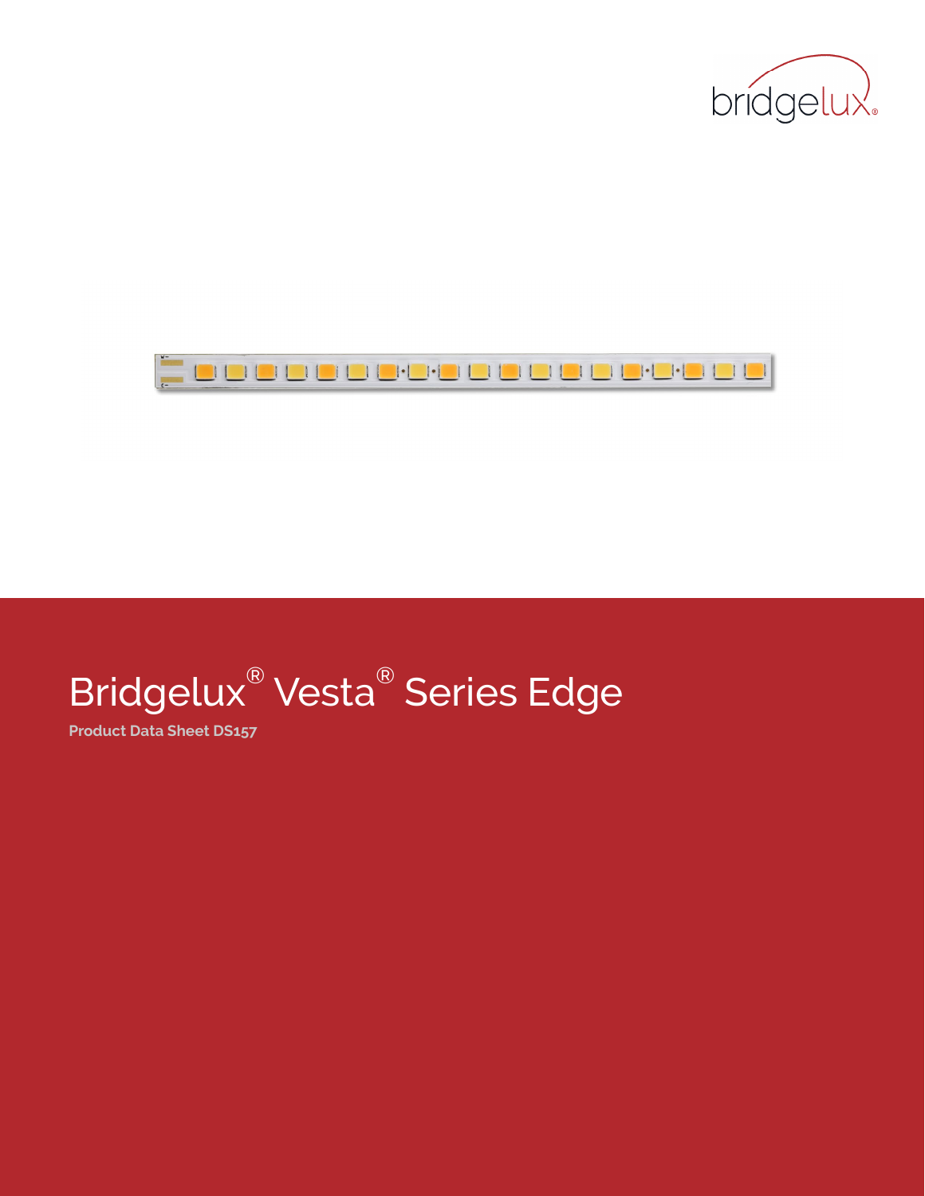# Bridgelux® Vesta® Series Edge

**Product Data Sheet DS157**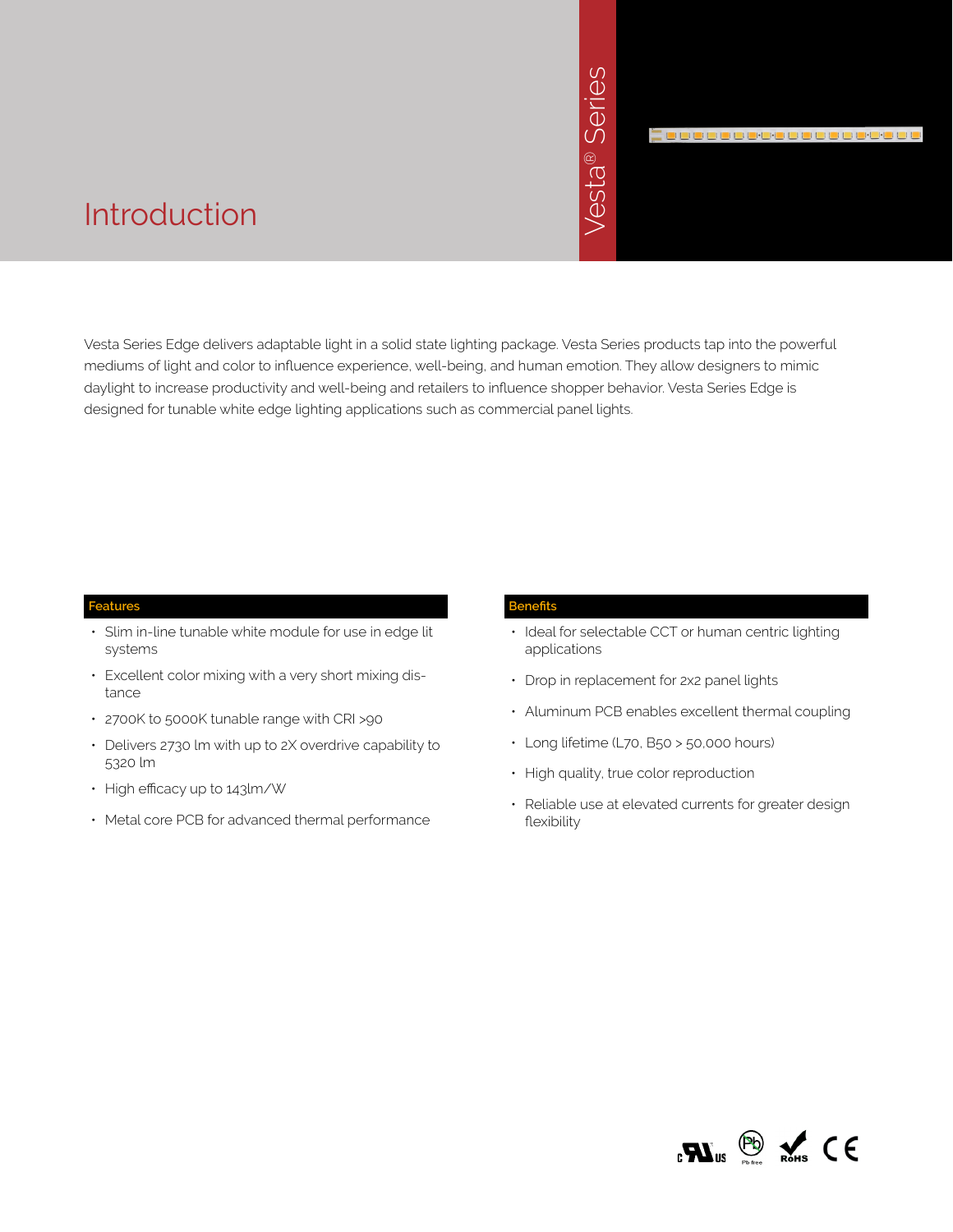# Introduction

Vesta® Series

Vesta Series Edge delivers adaptable light in a solid state lighting package. Vesta Series products tap into the powerful mediums of light and color to influence experience, well-being, and human emotion. They allow designers to mimic daylight to increase productivity and well-being and retailers to influence shopper behavior. Vesta Series Edge is designed for tunable white edge lighting applications such as commercial panel lights.

## Features

- Slim in-line tunable white module for use in edge lit systems
- Excellent color mixing with a very short mixing distance
- 2700K to 5000K tunable range with CRI >90
- Delivers 2730 lm with up to 2X overdrive capability to 5320 lm
- High efficacy up to 143lm/W
- Metal core PCB for advanced thermal performance

## Benefits

- Ideal for selectable CCT or human centric lighting applications
- Drop in replacement for 2x2 panel lights
- Aluminum PCB enables excellent thermal coupling
- Long lifetime (L70, B50 > 50,000 hours)
- High quality, true color reproduction
- Reliable use at elevated currents for greater design flexibility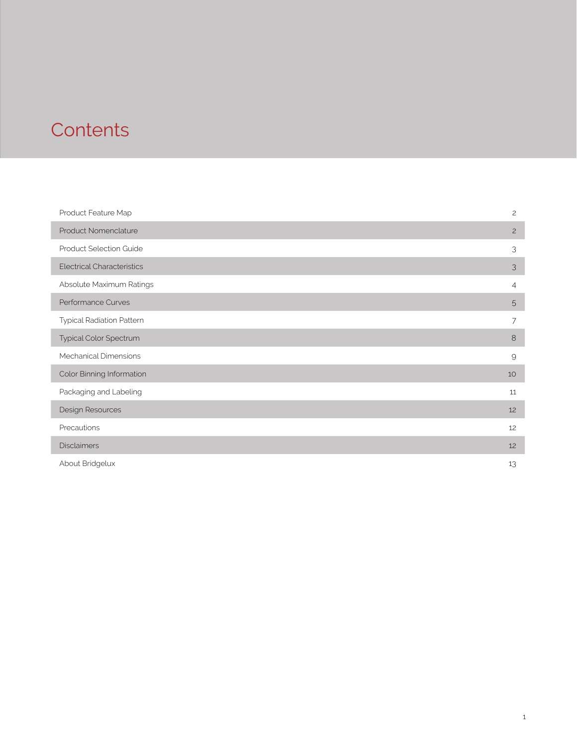# Contents

| | |
|---|---|
| Product Feature Map | 2 |
| Product Nomenclature | 2 |
| Product Selection Guide | 3 |
| Electrical Characteristics | 3 |
| Absolute Maximum Ratings | 4 |
| Performance Curves | 5 |
| Typical Radiation Pattern | 7 |
| Typical Color Spectrum | 8 |
| Mechanical Dimensions | 9 |
| Color Binning Information | 10 |
| Packaging and Labeling | 11 |
| Design Resources | 12 |
| Precautions | 12 |
| Disclaimers | 12 |
| About Bridgelux | 13 |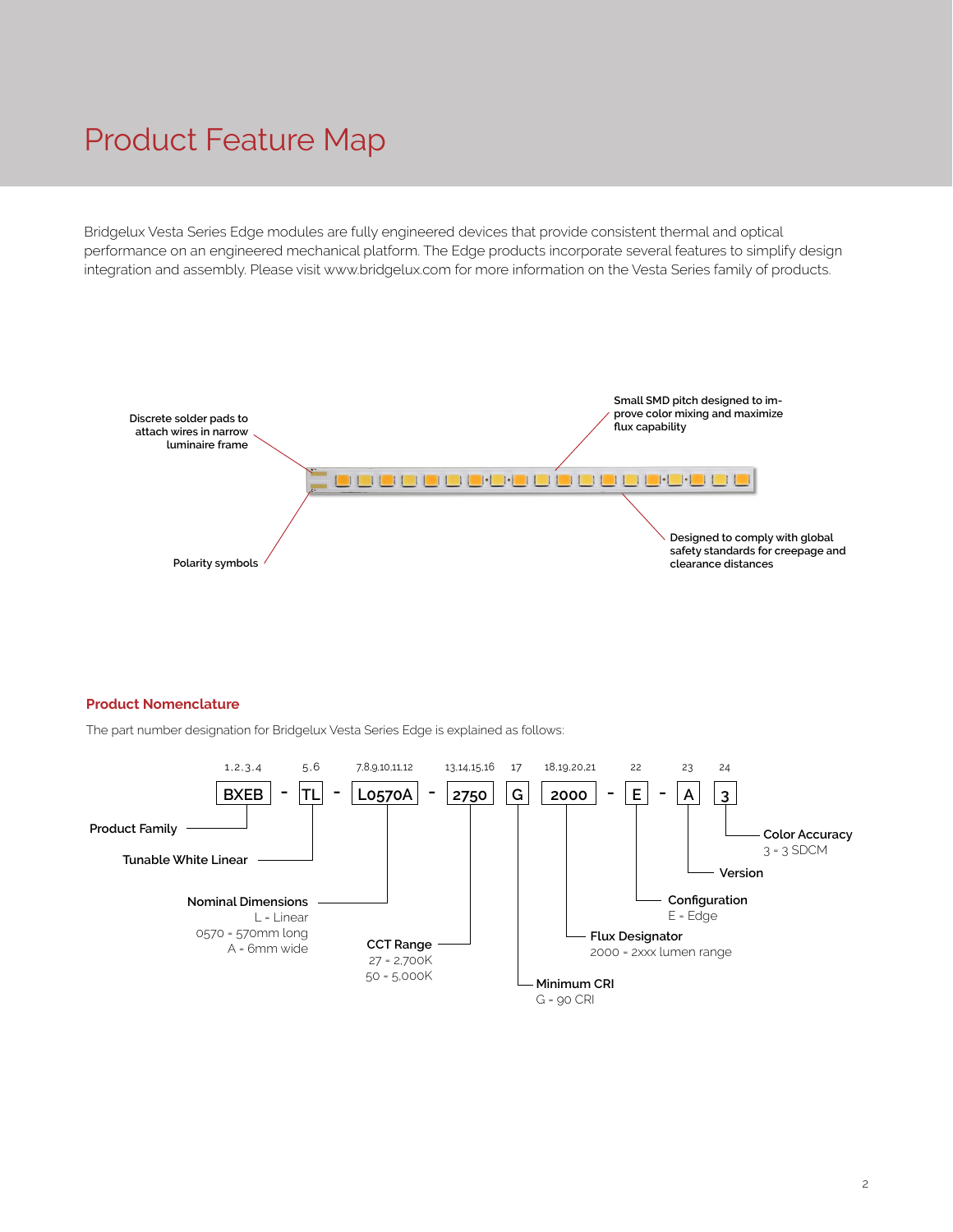# Product Feature Map

Bridgelux Vesta Series Edge modules are fully engineered devices that provide consistent thermal and optical performance on an engineered mechanical platform. The Edge products incorporate several features to simplify design integration and assembly. Please visit www.bridgelux.com for more information on the Vesta Series family of products.

Discrete solder pads to attach wires in narrow luminaire frame

Polarity symbols

Small SMD pitch designed to improve color mixing and maximize flux capability

Designed to comply with global safety standards for creepage and clearance distances

## Product Nomenclature

The part number designation for Bridgelux Vesta Series Edge is explained as follows:

| 1,2,3,4 | | 5,6 | | 7,8,9,10,11,12 | | 13,14,15,16 | 17 | 18,19,20,21 | | 22 | | 23 | 24 |
|---|---|---|---|---|---|---|---|---|---|---|---|---|---|
| BXEB | - | TL | - | L0570A | - | 2750 | G | 2000 | - | E | - | A | 3 |

- **Product Family** (BXEB)
- **Tunable White Linear** (TL)
- **Nominal Dimensions**
  - L = Linear
  - 0570 = 570mm long
  - A = 6mm wide
- **CCT Range**
  - 27 = 2,700K
  - 50 = 5,000K
- **Minimum CRI**
  - G = 90 CRI
- **Flux Designator**
  - 2000 = 2xxx lumen range
- **Configuration**
  - E = Edge
- **Version** (A)
- **Color Accuracy**
  - 3 = 3 SDCM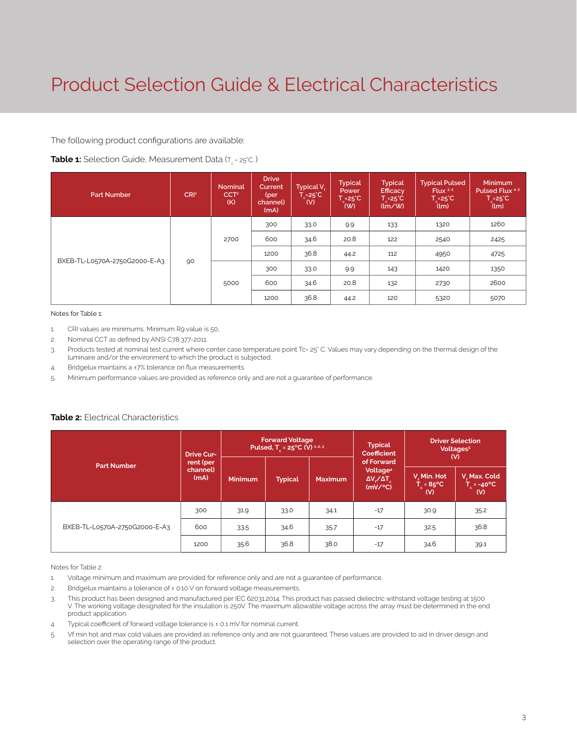# Product Selection Guide & Electrical Characteristics

The following product configurations are available:

**Table 1:** Selection Guide, Measurement Data ($T_c$ = 25°C )

| Part Number | CRI[1] | Nominal CCT[2] (K) | Drive Current (per channel) (mA) | Typical $V_f$ $T_c$=25°C (V) | Typical Power $T_c$=25°C (W) | Typical Efficacy $T_c$=25°C (lm/W) | Typical Pulsed Flux [3,4] $T_c$=25°C (lm) | Minimum Pulsed Flux [4,5] $T_c$=25°C (lm) |
|---|---|---|---|---|---|---|---|---|
| BXEB-TL-L0570A-2750G2000-E-A3 | 90 | 2700 | 300 | 33.0 | 9.9 | 133 | 1320 | 1260 |
| | | | 600 | 34.6 | 20.8 | 122 | 2540 | 2425 |
| | | | 1200 | 36.8 | 44.2 | 112 | 4950 | 4725 |
| | | 5000 | 300 | 33.0 | 9.9 | 143 | 1420 | 1350 |
| | | | 600 | 34.6 | 20.8 | 132 | 2730 | 2600 |
| | | | 1200 | 36.8 | 44.2 | 120 | 5320 | 5070 |

Notes for Table 1:

1. CRI values are minimums. Minimum R9 value is 50.
2. Nominal CCT as defined by ANSI C78.377-2011.
3. Products tested at nominal test current where center case temperature point Tc= 25° C. Values may vary depending on the thermal design of the luminaire and/or the environment to which the product is subjected.
4. Bridgelux maintains a ±7% tolerance on flux measurements.
5. Minimum performance values are provided as reference only and are not a guarantee of performance.

**Table 2:** Electrical Characteristics

| Part Number | Drive Current (per channel) (mA) | Forward Voltage Pulsed, $T_c$ = 25°C (V) [1,2,3] | | | Typical Coefficient of Forward Voltage[4] $\Delta V_f/\Delta T_c$ (mV/°C) | Driver Selection Voltages[5] (V) | |
|---|---|---|---|---|---|---|---|
| | | Minimum | Typical | Maximum | | $V_f$ Min. Hot $T_c$ = 85°C (V) | $V_f$ Max. Cold $T_c$ = -40°C (V) |
| BXEB-TL-L0570A-2750G2000-E-A3 | 300 | 31.9 | 33.0 | 34.1 | -17 | 30.9 | 35.2 |
| | 600 | 33.5 | 34.6 | 35.7 | -17 | 32.5 | 36.8 |
| | 1200 | 35.6 | 36.8 | 38.0 | -17 | 34.6 | 39.1 |

Notes for Table 2:

1. Voltage minimum and maximum are provided for reference only and are not a guarantee of performance.
2. Bridgelux maintains a tolerance of ± 0.10 V on forward voltage measurements.
3. This product has been designed and manufactured per IEC 62031:2014. This product has passed dielectric withstand voltage testing at 1500 V. The working voltage designated for the insulation is 250V. The maximum allowable voltage across the array must be determined in the end product application.
4. Typical coefficient of forward voltage tolerance is ± 0.1 mV for nominal current.
5. Vf min hot and max cold values are provided as reference only and are not guaranteed. These values are provided to aid in driver design and selection over the operating range of the product.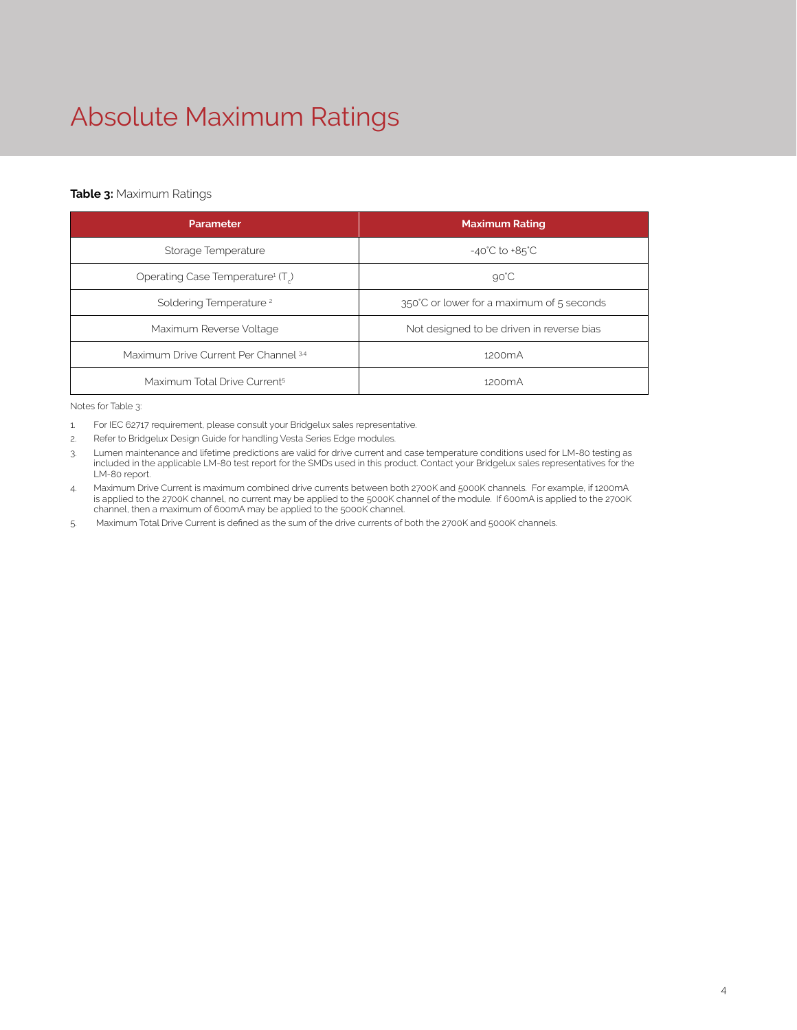# Absolute Maximum Ratings

**Table 3:** Maximum Ratings

| Parameter | Maximum Rating |
| --- | --- |
| Storage Temperature | -40°C to +85°C |
| Operating Case Temperature[1] ($T_c$) | 90°C |
| Soldering Temperature [2] | 350°C or lower for a maximum of 5 seconds |
| Maximum Reverse Voltage | Not designed to be driven in reverse bias |
| Maximum Drive Current Per Channel [3,4] | 1200mA |
| Maximum Total Drive Current[5] | 1200mA |

Notes for Table 3:

1. For IEC 62717 requirement, please consult your Bridgelux sales representative.
2. Refer to Bridgelux Design Guide for handling Vesta Series Edge modules.
3. Lumen maintenance and lifetime predictions are valid for drive current and case temperature conditions used for LM-80 testing as included in the applicable LM-80 test report for the SMDs used in this product. Contact your Bridgelux sales representatives for the LM-80 report.
4. Maximum Drive Current is maximum combined drive currents between both 2700K and 5000K channels. For example, if 1200mA is applied to the 2700K channel, no current may be applied to the 5000K channel of the module. If 600mA is applied to the 2700K channel, then a maximum of 600mA may be applied to the 5000K channel.
5. Maximum Total Drive Current is defined as the sum of the drive currents of both the 2700K and 5000K channels.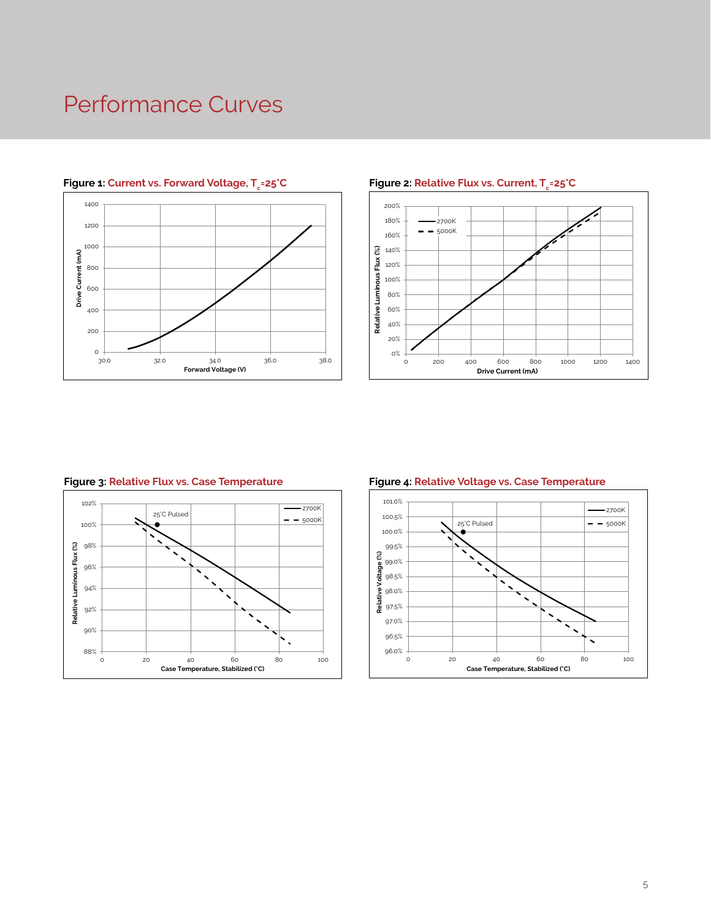# Performance Curves

**Figure 1:** Current vs. Forward Voltage, $T_c$=25°C

**Figure 2:** Relative Flux vs. Current, $T_c$=25°C

**Figure 3:** Relative Flux vs. Case Temperature

**Figure 4:** Relative Voltage vs. Case Temperature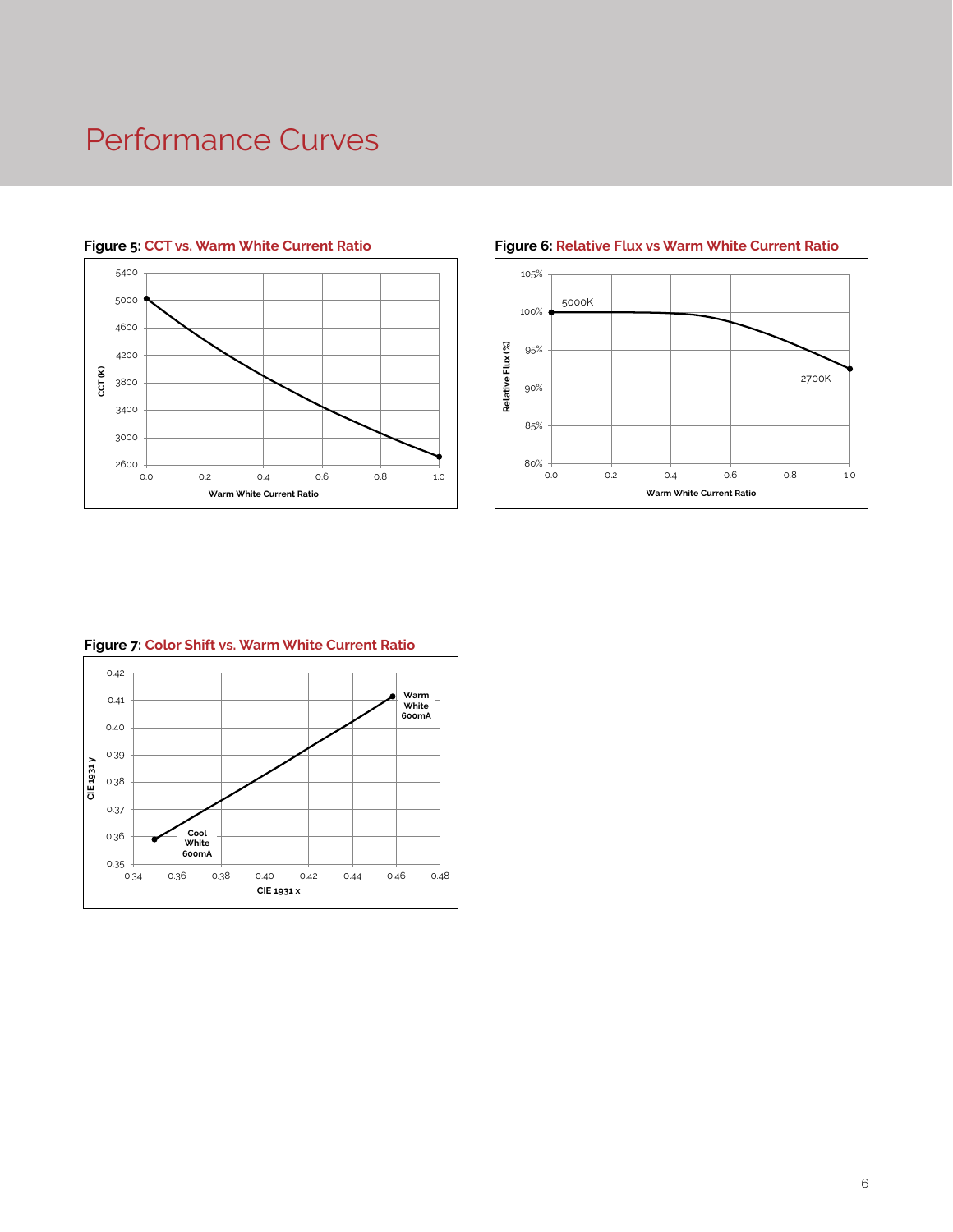# Performance Curves

**Figure 5:** CCT vs. Warm White Current Ratio

**Figure 6:** Relative Flux vs Warm White Current Ratio

**Figure 7:** Color Shift vs. Warm White Current Ratio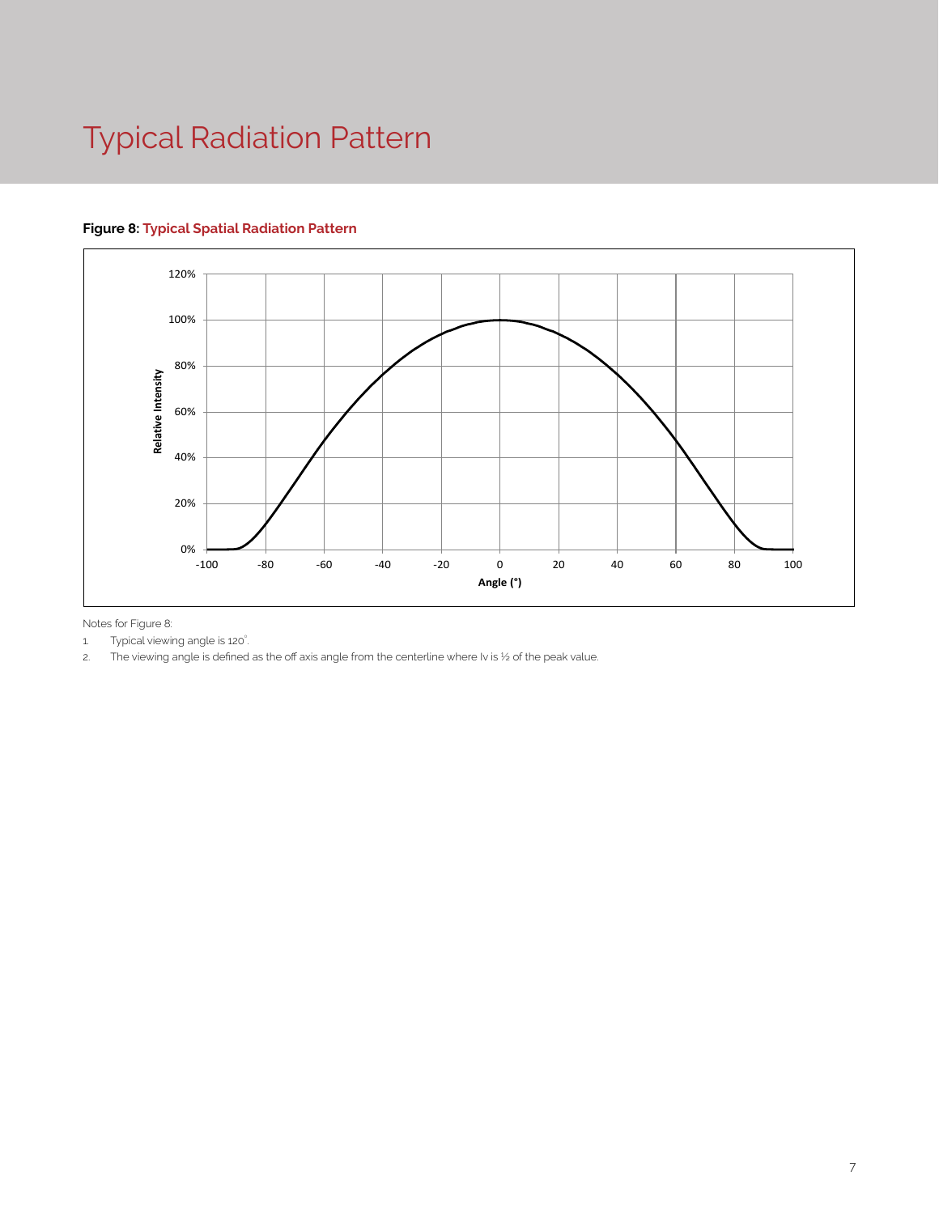# Typical Radiation Pattern

**Figure 8: Typical Spatial Radiation Pattern**

Notes for Figure 8:

1. Typical viewing angle is 120°.
2. The viewing angle is defined as the off axis angle from the centerline where Iv is ½ of the peak value.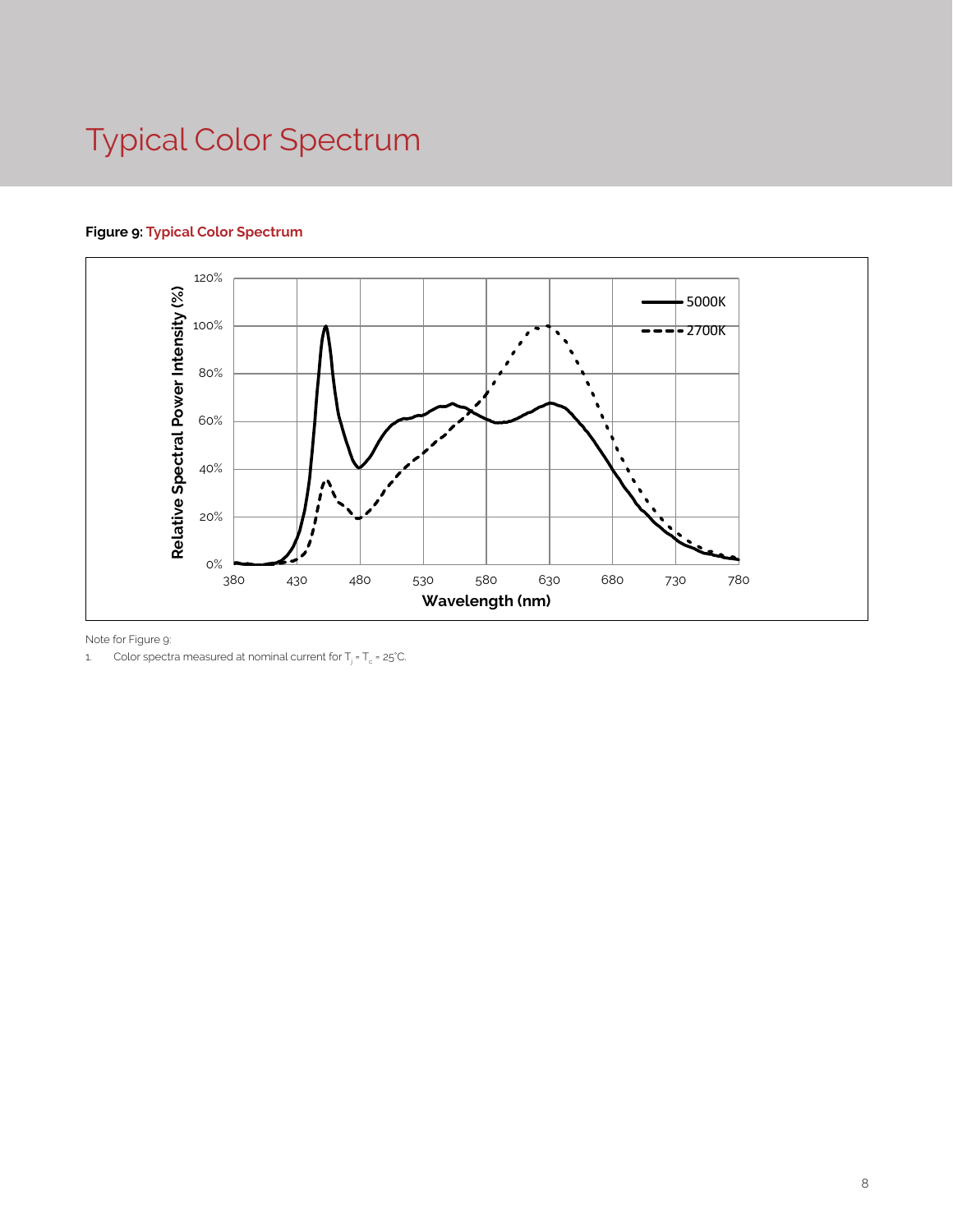# Typical Color Spectrum

**Figure 9:** **Typical Color Spectrum**

Note for Figure 9:

1. Color spectra measured at nominal current for $T_j = T_c = 25°C$.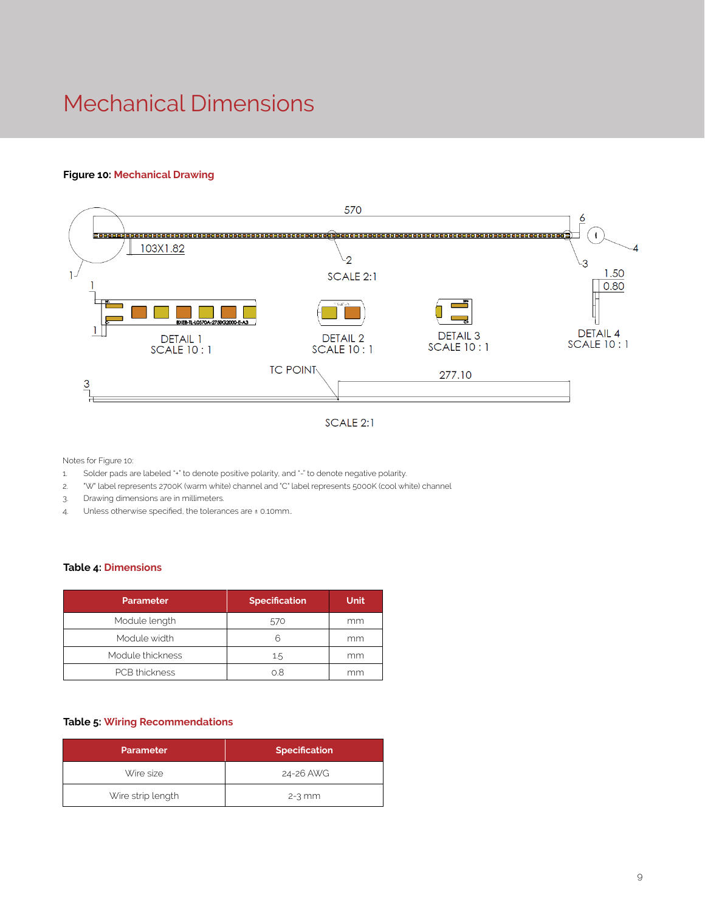# Mechanical Dimensions

**Figure 10:** Mechanical Drawing

Notes for Figure 10:

1. Solder pads are labeled "+" to denote positive polarity, and "-" to denote negative polarity.
2. "W" label represents 2700K (warm white) channel and "C" label represents 5000K (cool white) channel
3. Drawing dimensions are in millimeters.
4. Unless otherwise specified, the tolerances are ± 0.10mm..

**Table 4:** Dimensions

| Parameter | Specification | Unit |
|---|---|---|
| Module length | 570 | mm |
| Module width | 6 | mm |
| Module thickness | 1.5 | mm |
| PCB thickness | 0.8 | mm |

**Table 5:** Wiring Recommendations

| Parameter | Specification |
|---|---|
| Wire size | 24-26 AWG |
| Wire strip length | 2-3 mm |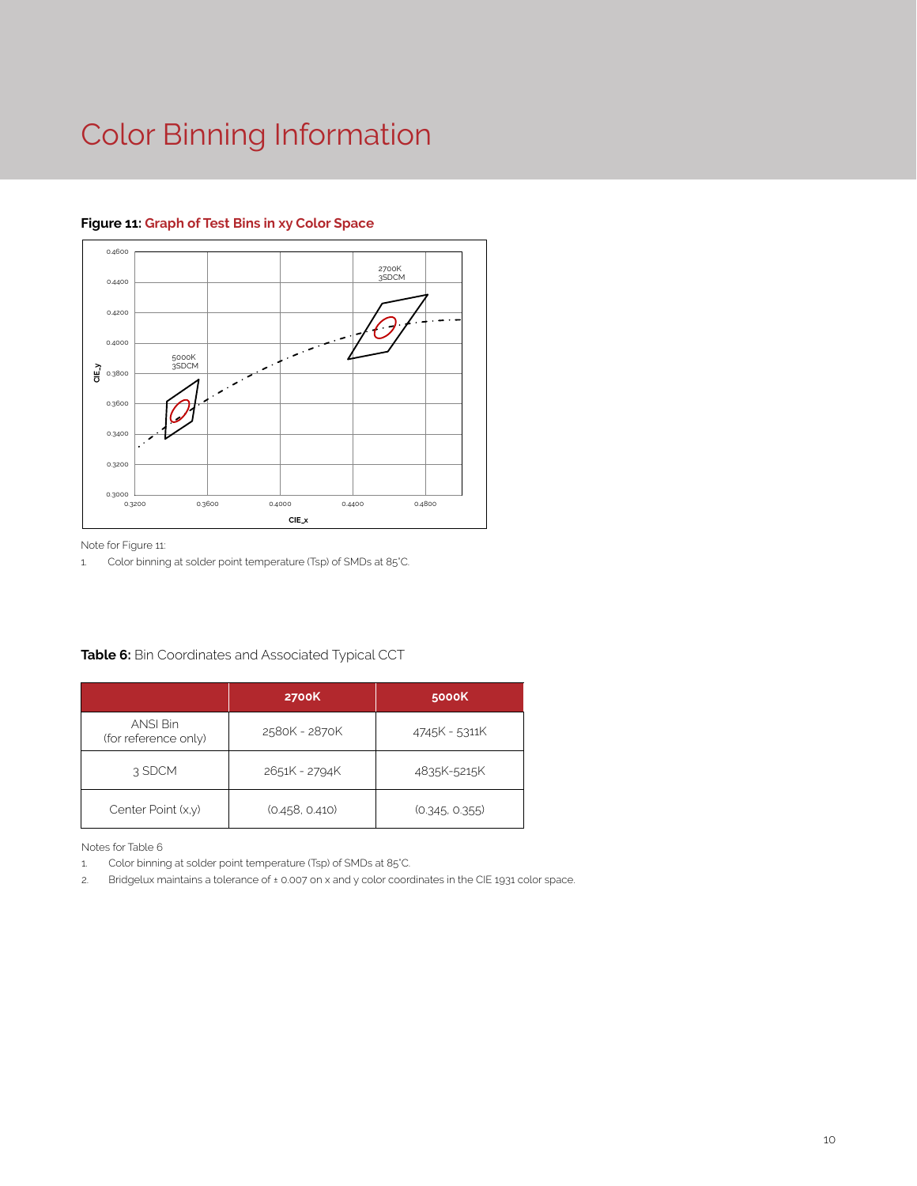# Color Binning Information

**Figure 11:** Graph of Test Bins in xy Color Space

Note for Figure 11:

1. Color binning at solder point temperature (Tsp) of SMDs at 85°C.

**Table 6:** Bin Coordinates and Associated Typical CCT

| | 2700K | 5000K |
|---|---|---|
| ANSI Bin (for reference only) | 2580K - 2870K | 4745K - 5311K |
| 3 SDCM | 2651K - 2794K | 4835K-5215K |
| Center Point (x,y) | (0.458, 0.410) | (0.345, 0.355) |

Notes for Table 6

1. Color binning at solder point temperature (Tsp) of SMDs at 85°C.
2. Bridgelux maintains a tolerance of ± 0.007 on x and y color coordinates in the CIE 1931 color space.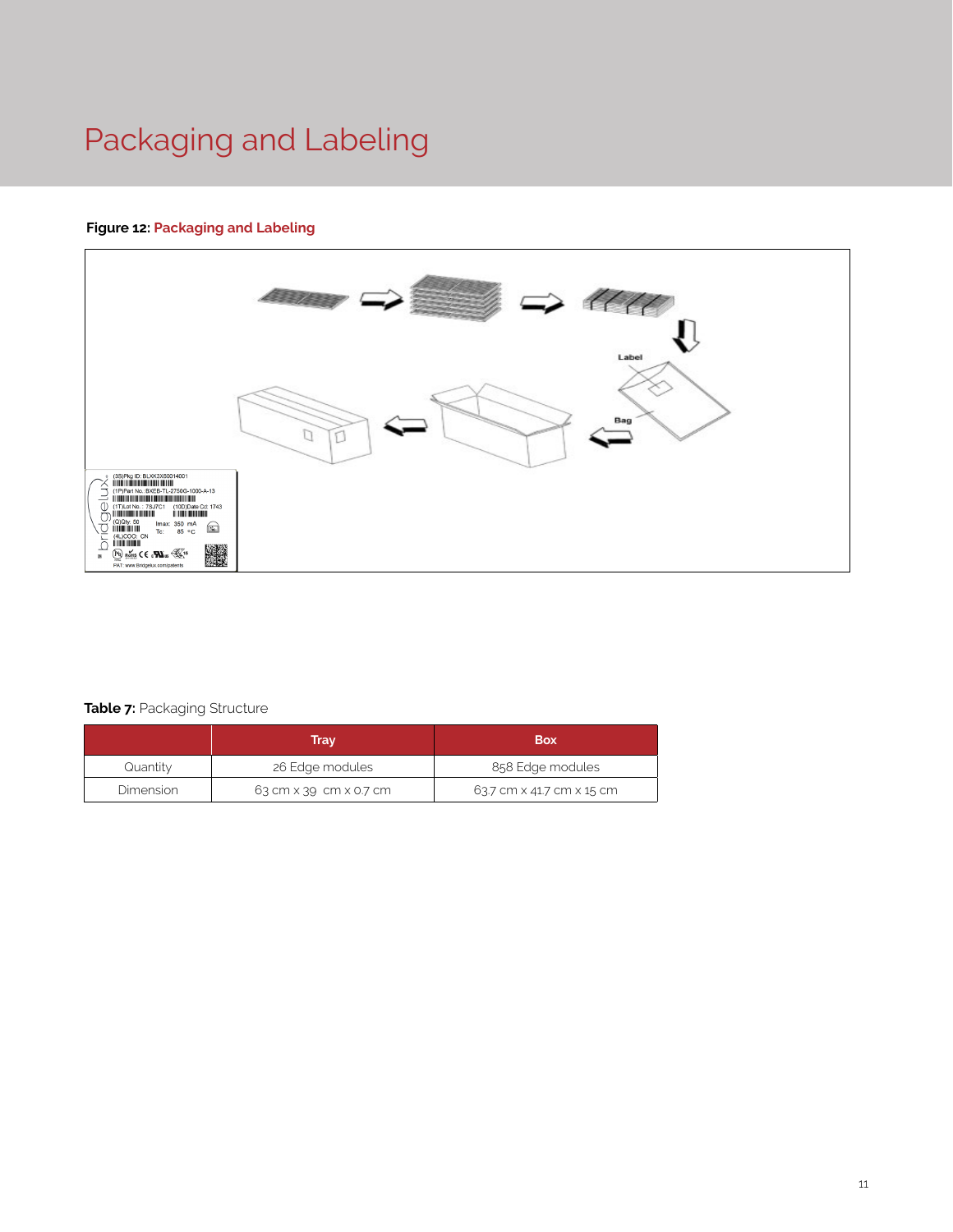# Packaging and Labeling

**Figure 12:** **Packaging and Labeling**

**Table 7:** Packaging Structure

| | Tray | Box |
|---|---|---|
| Quantity | 26 Edge modules | 858 Edge modules |
| Dimension | 63 cm x 39  cm x 0.7 cm | 63.7 cm x 41.7 cm x 15 cm |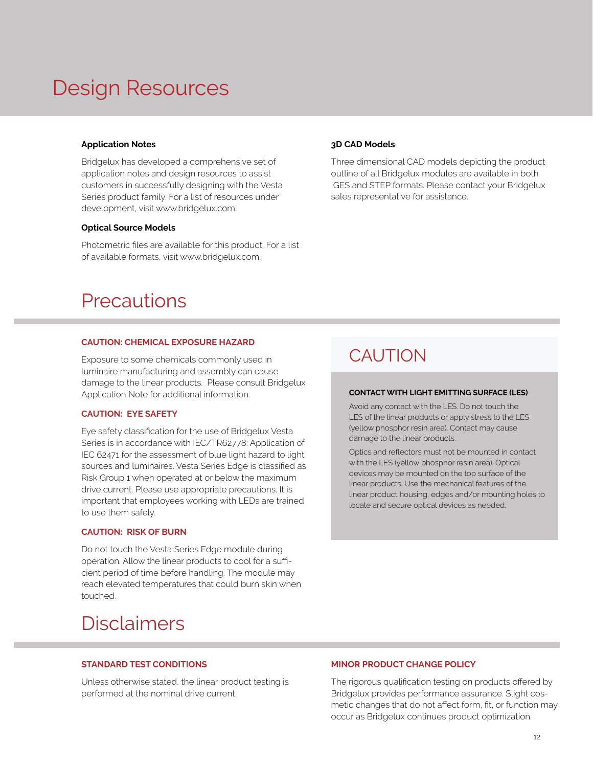# Design Resources

### Application Notes

Bridgelux has developed a comprehensive set of application notes and design resources to assist customers in successfully designing with the Vesta Series product family. For a list of resources under development, visit www.bridgelux.com.

### Optical Source Models

Photometric files are available for this product. For a list of available formats, visit www.bridgelux.com.

### 3D CAD Models

Three dimensional CAD models depicting the product outline of all Bridgelux modules are available in both IGES and STEP formats. Please contact your Bridgelux sales representative for assistance.

# Precautions

### CAUTION: CHEMICAL EXPOSURE HAZARD

Exposure to some chemicals commonly used in luminaire manufacturing and assembly can cause damage to the linear products. Please consult Bridgelux Application Note for additional information.

### CAUTION: EYE SAFETY

Eye safety classification for the use of Bridgelux Vesta Series is in accordance with IEC/TR62778: Application of IEC 62471 for the assessment of blue light hazard to light sources and luminaires. Vesta Series Edge is classified as Risk Group 1 when operated at or below the maximum drive current. Please use appropriate precautions. It is important that employees working with LEDs are trained to use them safely.

### CAUTION: RISK OF BURN

Do not touch the Vesta Series Edge module during operation. Allow the linear products to cool for a sufficient period of time before handling. The module may reach elevated temperatures that could burn skin when touched.

## CAUTION

**CONTACT WITH LIGHT EMITTING SURFACE (LES)**

Avoid any contact with the LES. Do not touch the LES of the linear products or apply stress to the LES (yellow phosphor resin area). Contact may cause damage to the linear products.

Optics and reflectors must not be mounted in contact with the LES (yellow phosphor resin area). Optical devices may be mounted on the top surface of the linear products. Use the mechanical features of the linear product housing, edges and/or mounting holes to locate and secure optical devices as needed.

# Disclaimers

### STANDARD TEST CONDITIONS

Unless otherwise stated, the linear product testing is performed at the nominal drive current.

### MINOR PRODUCT CHANGE POLICY

The rigorous qualification testing on products offered by Bridgelux provides performance assurance. Slight cosmetic changes that do not affect form, fit, or function may occur as Bridgelux continues product optimization.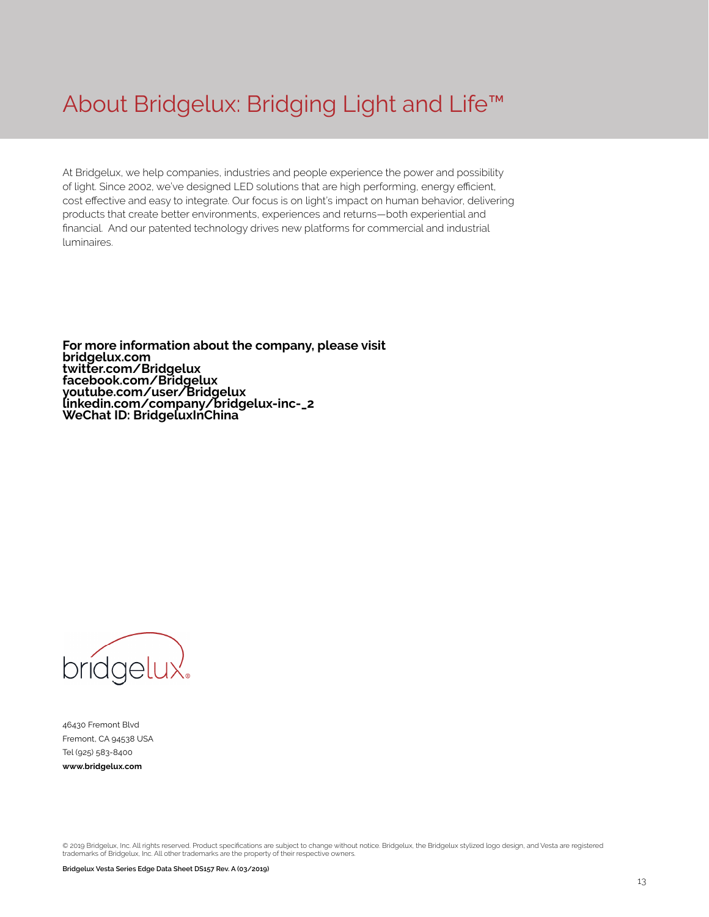# About Bridgelux: Bridging Light and Life™

At Bridgelux, we help companies, industries and people experience the power and possibility of light. Since 2002, we've designed LED solutions that are high performing, energy efficient, cost effective and easy to integrate. Our focus is on light's impact on human behavior, delivering products that create better environments, experiences and returns—both experiential and financial. And our patented technology drives new platforms for commercial and industrial luminaires.

**For more information about the company, please visit**
**bridgelux.com**
**twitter.com/Bridgelux**
**facebook.com/Bridgelux**
**youtube.com/user/Bridgelux**
**linkedin.com/company/bridgelux-inc-_2**
**WeChat ID: BridgeluxInChina**

46430 Fremont Blvd
Fremont, CA 94538 USA
Tel (925) 583-8400
**www.bridgelux.com**

© 2019 Bridgelux, Inc. All rights reserved. Product specifications are subject to change without notice. Bridgelux, the Bridgelux stylized logo design, and Vesta are registered trademarks of Bridgelux, Inc. All other trademarks are the property of their respective owners.

**Bridgelux Vesta Series Edge Data Sheet DS157 Rev. A (03/2019)**